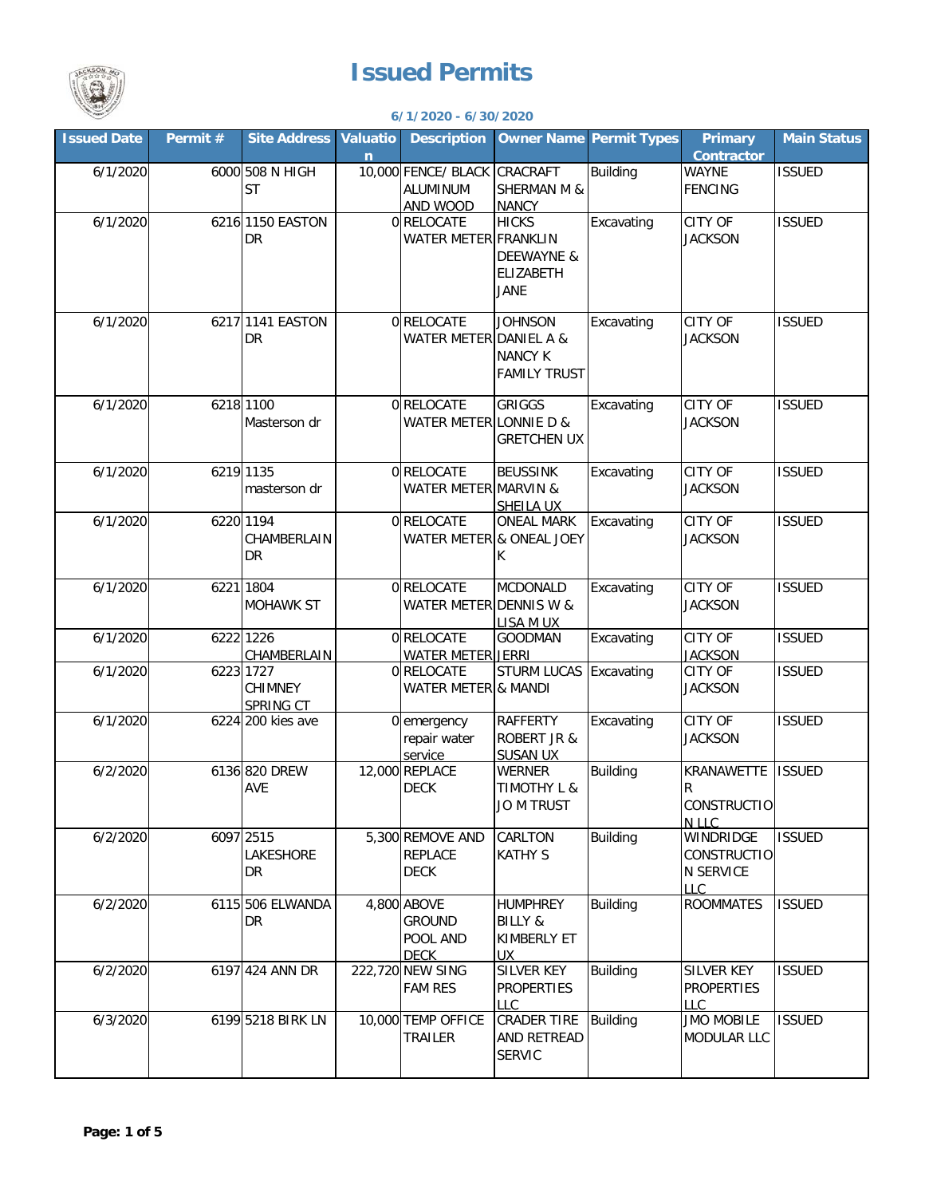# Issued Permits

**6/1/2020 - 6/30/2020**

| Issued Date | Permit # | Site Address | Valuation | Description | Owner Name | Permit Types | Primary Contractor | Main Status |
|---|---|---|---|---|---|---|---|---|
| 6/1/2020 | 6000 | 508 N HIGH ST | 10,000 | FENCE/ BLACK ALUMINUM AND WOOD | CRACRAFT SHERMAN M & NANCY | Building | WAYNE FENCING | ISSUED |
| 6/1/2020 | 6216 | 1150 EASTON DR | 0 | RELOCATE WATER METER | HICKS FRANKLIN DEEWAYNE & ELIZABETH JANE | Excavating | CITY OF JACKSON | ISSUED |
| 6/1/2020 | 6217 | 1141 EASTON DR | 0 | RELOCATE WATER METER | JOHNSON DANIEL A & NANCY K FAMILY TRUST | Excavating | CITY OF JACKSON | ISSUED |
| 6/1/2020 | 6218 | 1100 Masterson dr | 0 | RELOCATE WATER METER | GRIGGS LONNIE D & GRETCHEN UX | Excavating | CITY OF JACKSON | ISSUED |
| 6/1/2020 | 6219 | 1135 masterson dr | 0 | RELOCATE WATER METER | BEUSSINK MARVIN & SHEILA UX | Excavating | CITY OF JACKSON | ISSUED |
| 6/1/2020 | 6220 | 1194 CHAMBERLAIN DR | 0 | RELOCATE WATER METER | ONEAL MARK & ONEAL JOEY K | Excavating | CITY OF JACKSON | ISSUED |
| 6/1/2020 | 6221 | 1804 MOHAWK ST | 0 | RELOCATE WATER METER | MCDONALD DENNIS W & LISA M UX | Excavating | CITY OF JACKSON | ISSUED |
| 6/1/2020 | 6222 | 1226 CHAMBERLAIN | 0 | RELOCATE WATER METER | GOODMAN JERRI | Excavating | CITY OF JACKSON | ISSUED |
| 6/1/2020 | 6223 | 1727 CHIMNEY SPRING CT | 0 | RELOCATE WATER METER | STURM LUCAS & MANDI | Excavating | CITY OF JACKSON | ISSUED |
| 6/1/2020 | 6224 | 200 kies ave | 0 | emergency repair water service | RAFFERTY ROBERT JR & SUSAN UX | Excavating | CITY OF JACKSON | ISSUED |
| 6/2/2020 | 6136 | 820 DREW AVE | 12,000 | REPLACE DECK | WERNER TIMOTHY L & JO M TRUST | Building | KRANAWETTER CONSTRUCTION LLC | ISSUED |
| 6/2/2020 | 6097 | 2515 LAKESHORE DR | 5,300 | REMOVE AND REPLACE DECK | CARLTON KATHY S | Building | WINDRIDGE CONSTRUCTION SERVICE LLC | ISSUED |
| 6/2/2020 | 6115 | 506 ELWANDA DR | 4,800 | ABOVE GROUND POOL AND DECK | HUMPHREY BILLY & KIMBERLY ET UX | Building | ROOMMATES | ISSUED |
| 6/2/2020 | 6197 | 424 ANN DR | 222,720 | NEW SING FAM RES | SILVER KEY PROPERTIES LLC | Building | SILVER KEY PROPERTIES LLC | ISSUED |
| 6/3/2020 | 6199 | 5218 BIRK LN | 10,000 | TEMP OFFICE TRAILER | CRADER TIRE AND RETREAD SERVIC | Building | JMO MOBILE MODULAR LLC | ISSUED |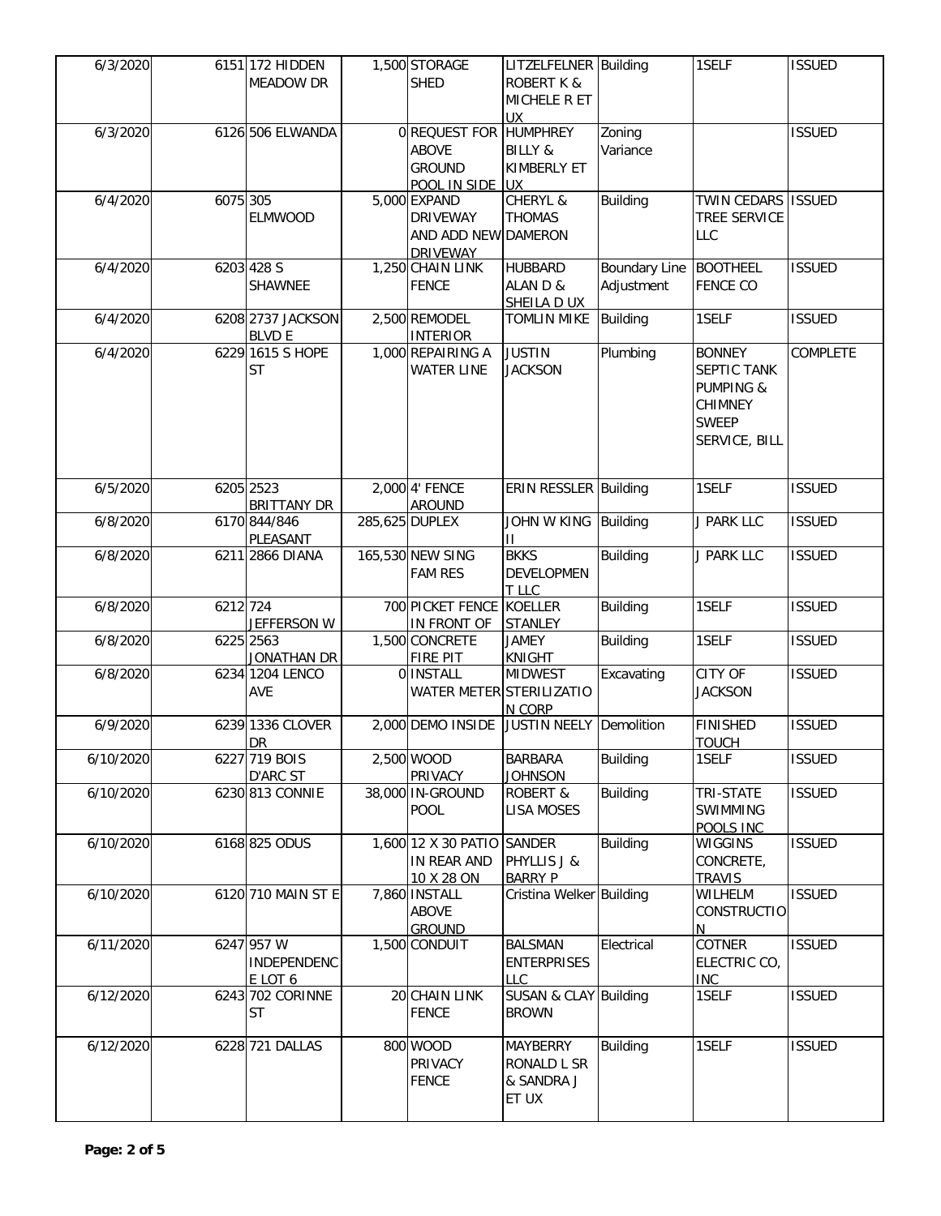| 6/3/2020 | 6151 | 172 HIDDEN MEADOW DR | 1,500 | STORAGE SHED | LITZELFELNER ROBERT K & MICHELE R ET UX | Building | 1SELF | ISSUED |
|---|---|---|---|---|---|---|---|---|
| 6/3/2020 | 6126 | 506 ELWANDA | 0 | REQUEST FOR ABOVE GROUND POOL IN SIDE | HUMPHREY BILLY & KIMBERLY ET UX | Zoning Variance | | ISSUED |
| 6/4/2020 | 6075 | 305 ELMWOOD | 5,000 | EXPAND DRIVEWAY AND ADD NEW DRIVEWAY | CHERYL & THOMAS DAMERON | Building | TWIN CEDARS TREE SERVICE LLC | ISSUED |
| 6/4/2020 | 6203 | 428 S SHAWNEE | 1,250 | CHAIN LINK FENCE | HUBBARD ALAN D & SHEILA D UX | Boundary Line Adjustment | BOOTHEEL FENCE CO | ISSUED |
| 6/4/2020 | 6208 | 2737 JACKSON BLVD E | 2,500 | REMODEL INTERIOR | TOMLIN MIKE | Building | 1SELF | ISSUED |
| 6/4/2020 | 6229 | 1615 S HOPE ST | 1,000 | REPAIRING A WATER LINE | JUSTIN JACKSON | Plumbing | BONNEY SEPTIC TANK PUMPING & CHIMNEY SWEEP SERVICE, BILL | COMPLETE |
| 6/5/2020 | 6205 | 2523 BRITTANY DR | 2,000 | 4' FENCE AROUND | ERIN RESSLER | Building | 1SELF | ISSUED |
| 6/8/2020 | 6170 | 844/846 PLEASANT | 285,625 | DUPLEX | JOHN W KING II | Building | J PARK LLC | ISSUED |
| 6/8/2020 | 6211 | 2866 DIANA | 165,530 | NEW SING FAM RES | BKKS DEVELOPMENT LLC | Building | J PARK LLC | ISSUED |
| 6/8/2020 | 6212 | 724 JEFFERSON W | 700 | PICKET FENCE IN FRONT OF | KOELLER STANLEY | Building | 1SELF | ISSUED |
| 6/8/2020 | 6225 | 2563 JONATHAN DR | 1,500 | CONCRETE FIRE PIT | JAMEY KNIGHT | Building | 1SELF | ISSUED |
| 6/8/2020 | 6234 | 1204 LENCO AVE | 0 | INSTALL WATER METER | MIDWEST STERILIZATION CORP | Excavating | CITY OF JACKSON | ISSUED |
| 6/9/2020 | 6239 | 1336 CLOVER DR | 2,000 | DEMO INSIDE | JUSTIN NEELY | Demolition | FINISHED TOUCH | ISSUED |
| 6/10/2020 | 6227 | 719 BOIS D'ARC ST | 2,500 | WOOD PRIVACY | BARBARA JOHNSON | Building | 1SELF | ISSUED |
| 6/10/2020 | 6230 | 813 CONNIE | 38,000 | IN-GROUND POOL | ROBERT & LISA MOSES | Building | TRI-STATE SWIMMING POOLS INC | ISSUED |
| 6/10/2020 | 6168 | 825 ODUS | 1,600 | 12 X 30 PATIO IN REAR AND 10 X 28 ON | SANDER PHYLLIS J & BARRY P | Building | WIGGINS CONCRETE, TRAVIS | ISSUED |
| 6/10/2020 | 6120 | 710 MAIN ST E | 7,860 | INSTALL ABOVE GROUND | Cristina Welker | Building | WILHELM CONSTRUCTION | ISSUED |
| 6/11/2020 | 6247 | 957 W INDEPENDENCE LOT 6 | 1,500 | CONDUIT | BALSMAN ENTERPRISES LLC | Electrical | COTNER ELECTRIC CO, INC | ISSUED |
| 6/12/2020 | 6243 | 702 CORINNE ST | 20 | CHAIN LINK FENCE | SUSAN & CLAY BROWN | Building | 1SELF | ISSUED |
| 6/12/2020 | 6228 | 721 DALLAS | 800 | WOOD PRIVACY FENCE | MAYBERRY RONALD L SR & SANDRA J ET UX | Building | 1SELF | ISSUED |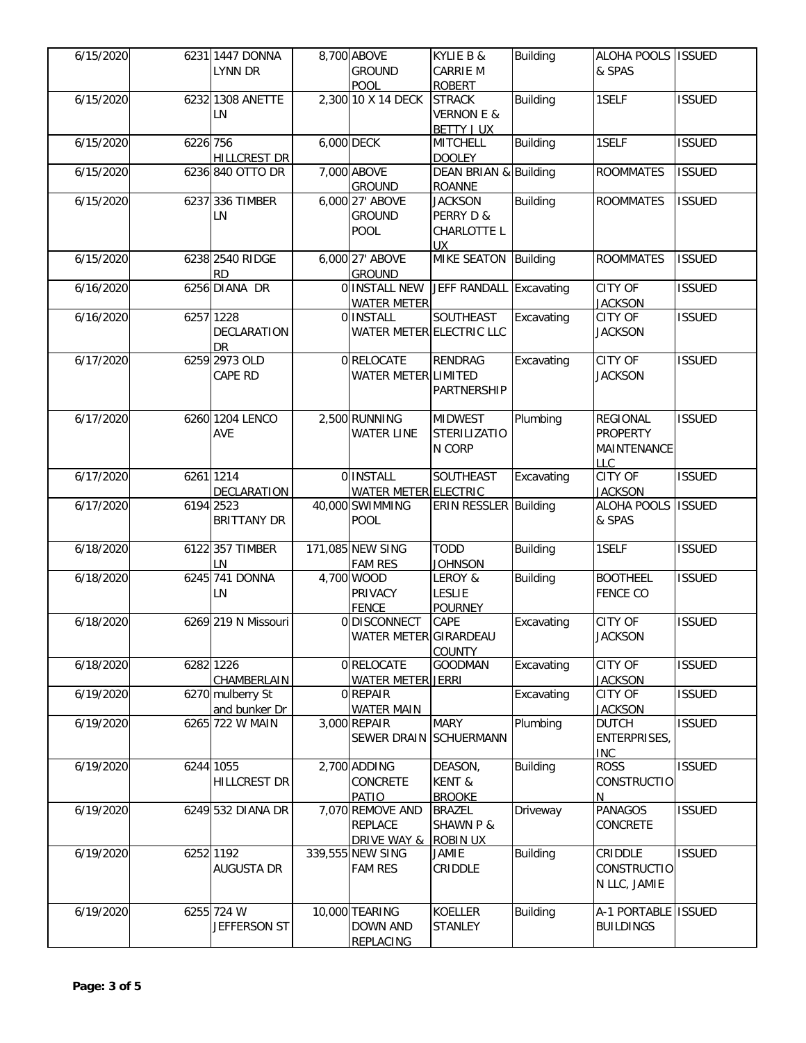| | | | | | | | | |
|---|---|---|---|---|---|---|---|---|
| 6/15/2020 | 6231 | 1447 DONNA LYNN DR | 8,700 | ABOVE GROUND POOL | KYLIE B & CARRIE M ROBERT | Building | ALOHA POOLS & SPAS | ISSUED |
| 6/15/2020 | 6232 | 1308 ANETTE LN | 2,300 | 10 X 14 DECK | STRACK VERNON E & BETTY J UX | Building | 1SELF | ISSUED |
| 6/15/2020 | 6226 | 756 HILLCREST DR | 6,000 | DECK | MITCHELL DOOLEY | Building | 1SELF | ISSUED |
| 6/15/2020 | 6236 | 840 OTTO DR | 7,000 | ABOVE GROUND | DEAN BRIAN & ROANNE | Building | ROOMMATES | ISSUED |
| 6/15/2020 | 6237 | 336 TIMBER LN | 6,000 | 27' ABOVE GROUND POOL | JACKSON PERRY D & CHARLOTTE L UX | Building | ROOMMATES | ISSUED |
| 6/15/2020 | 6238 | 2540 RIDGE RD | 6,000 | 27' ABOVE GROUND | MIKE SEATON | Building | ROOMMATES | ISSUED |
| 6/16/2020 | 6256 | DIANA DR | 0 | INSTALL NEW WATER METER | JEFF RANDALL | Excavating | CITY OF JACKSON | ISSUED |
| 6/16/2020 | 6257 | 1228 DECLARATION DR | 0 | INSTALL WATER METER | SOUTHEAST ELECTRIC LLC | Excavating | CITY OF JACKSON | ISSUED |
| 6/17/2020 | 6259 | 2973 OLD CAPE RD | 0 | RELOCATE WATER METER | RENDRAG LIMITED PARTNERSHIP | Excavating | CITY OF JACKSON | ISSUED |
| 6/17/2020 | 6260 | 1204 LENCO AVE | 2,500 | RUNNING WATER LINE | MIDWEST STERILIZATION CORP | Plumbing | REGIONAL PROPERTY MAINTENANCE LLC | ISSUED |
| 6/17/2020 | 6261 | 1214 DECLARATION | 0 | INSTALL WATER METER | SOUTHEAST ELECTRIC | Excavating | CITY OF JACKSON | ISSUED |
| 6/17/2020 | 6194 | 2523 BRITTANY DR | 40,000 | SWIMMING POOL | ERIN RESSLER | Building | ALOHA POOLS & SPAS | ISSUED |
| 6/18/2020 | 6122 | 357 TIMBER LN | 171,085 | NEW SING FAM RES | TODD JOHNSON | Building | 1SELF | ISSUED |
| 6/18/2020 | 6245 | 741 DONNA LN | 4,700 | WOOD PRIVACY FENCE | LEROY & LESLIE POURNEY | Building | BOOTHEEL FENCE CO | ISSUED |
| 6/18/2020 | 6269 | 219 N Missouri | 0 | DISCONNECT WATER METER | CAPE GIRARDEAU COUNTY | Excavating | CITY OF JACKSON | ISSUED |
| 6/18/2020 | 6282 | 1226 CHAMBERLAIN | 0 | RELOCATE WATER METER | GOODMAN JERRI | Excavating | CITY OF JACKSON | ISSUED |
| 6/19/2020 | 6270 | mulberry St and bunker Dr | 0 | REPAIR WATER MAIN | | Excavating | CITY OF JACKSON | ISSUED |
| 6/19/2020 | 6265 | 722 W MAIN | 3,000 | REPAIR SEWER DRAIN | MARY SCHUERMANN | Plumbing | DUTCH ENTERPRISES, INC | ISSUED |
| 6/19/2020 | 6244 | 1055 HILLCREST DR | 2,700 | ADDING CONCRETE PATIO | DEASON, KENT & BROOKE | Building | ROSS CONSTRUCTION | ISSUED |
| 6/19/2020 | 6249 | 532 DIANA DR | 7,070 | REMOVE AND REPLACE DRIVE WAY & | BRAZEL SHAWN P & ROBIN UX | Driveway | PANAGOS CONCRETE | ISSUED |
| 6/19/2020 | 6252 | 1192 AUGUSTA DR | 339,555 | NEW SING FAM RES | JAMIE CRIDDLE | Building | CRIDDLE CONSTRUCTION LLC, JAMIE | ISSUED |
| 6/19/2020 | 6255 | 724 W JEFFERSON ST | 10,000 | TEARING DOWN AND REPLACING | KOELLER STANLEY | Building | A-1 PORTABLE BUILDINGS | ISSUED |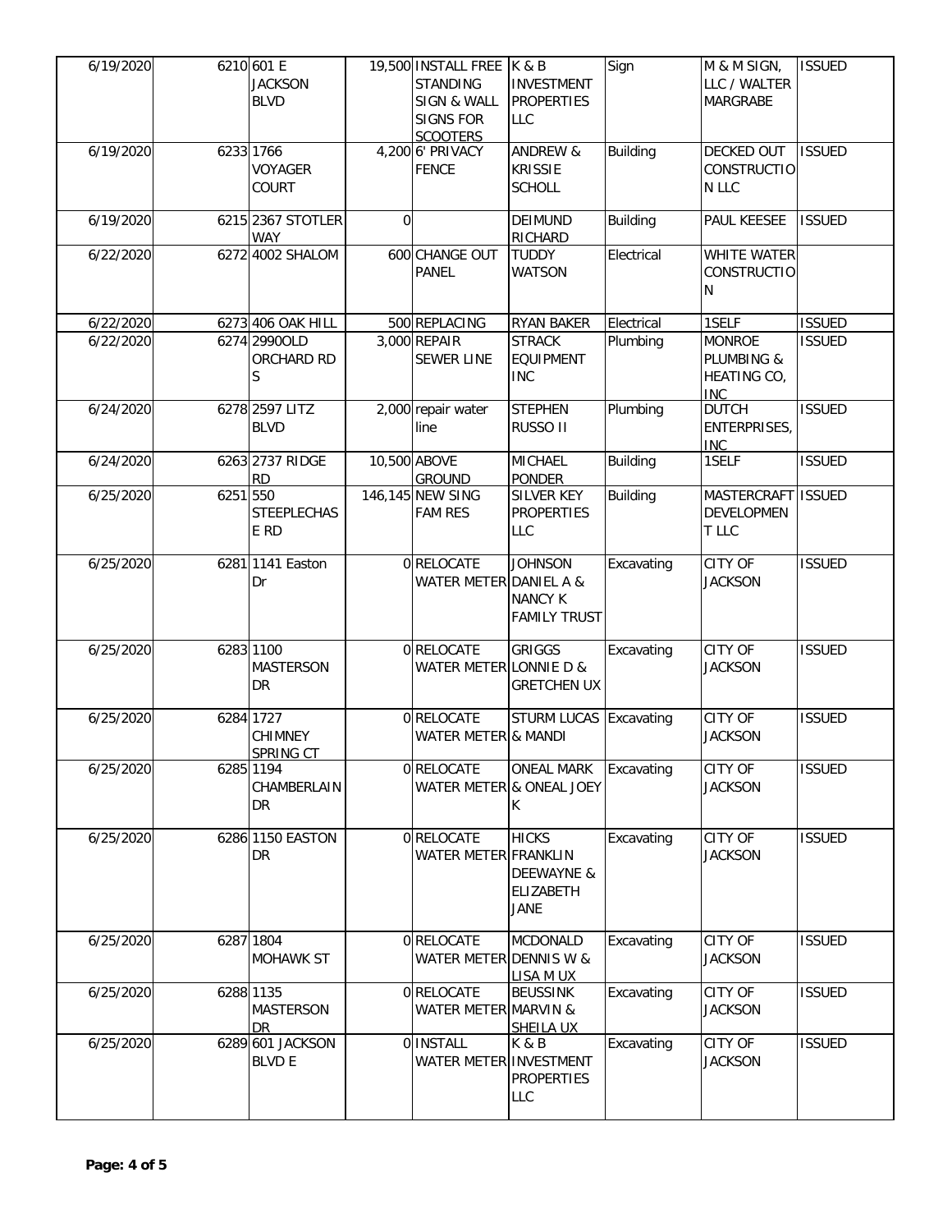| | | | | | | | | |
|---|---|---|---|---|---|---|---|---|
| 6/19/2020 | 6210 | 601 E JACKSON BLVD | 19,500 | INSTALL FREE STANDING SIGN & WALL SIGNS FOR SCOOTERS | K & B INVESTMENT PROPERTIES LLC | Sign | M & M SIGN, LLC / WALTER MARGRABE | ISSUED |
| 6/19/2020 | 6233 | 1766 VOYAGER COURT | 4,200 | 6' PRIVACY FENCE | ANDREW & KRISSIE SCHOLL | Building | DECKED OUT CONSTRUCTION LLC | ISSUED |
| 6/19/2020 | 6215 | 2367 STOTLER WAY | 0 | | DEIMUND RICHARD | Building | PAUL KEESEE | ISSUED |
| 6/22/2020 | 6272 | 4002 SHALOM | 600 | CHANGE OUT PANEL | TUDDY WATSON | Electrical | WHITE WATER CONSTRUCTION | |
| 6/22/2020 | 6273 | 406 OAK HILL | 500 | REPLACING | RYAN BAKER | Electrical | 1SELF | ISSUED |
| 6/22/2020 | 6274 | 2990OLD ORCHARD RD S | 3,000 | REPAIR SEWER LINE | STRACK EQUIPMENT INC | Plumbing | MONROE PLUMBING & HEATING CO, INC | ISSUED |
| 6/24/2020 | 6278 | 2597 LITZ BLVD | 2,000 | repair water line | STEPHEN RUSSO II | Plumbing | DUTCH ENTERPRISES, INC | ISSUED |
| 6/24/2020 | 6263 | 2737 RIDGE RD | 10,500 | ABOVE GROUND | MICHAEL PONDER | Building | 1SELF | ISSUED |
| 6/25/2020 | 6251 | 550 STEEPLECHASE RD | 146,145 | NEW SING FAM RES | SILVER KEY PROPERTIES LLC | Building | MASTERCRAFT DEVELOPMENT LLC | ISSUED |
| 6/25/2020 | 6281 | 1141 Easton Dr | 0 | RELOCATE WATER METER | JOHNSON DANIEL A & NANCY K FAMILY TRUST | Excavating | CITY OF JACKSON | ISSUED |
| 6/25/2020 | 6283 | 1100 MASTERSON DR | 0 | RELOCATE WATER METER | GRIGGS LONNIE D & GRETCHEN UX | Excavating | CITY OF JACKSON | ISSUED |
| 6/25/2020 | 6284 | 1727 CHIMNEY SPRING CT | 0 | RELOCATE WATER METER | STURM LUCAS & MANDI | Excavating | CITY OF JACKSON | ISSUED |
| 6/25/2020 | 6285 | 1194 CHAMBERLAIN DR | 0 | RELOCATE WATER METER | ONEAL MARK & ONEAL JOEY K | Excavating | CITY OF JACKSON | ISSUED |
| 6/25/2020 | 6286 | 1150 EASTON DR | 0 | RELOCATE WATER METER | HICKS FRANKLIN DEEWAYNE & ELIZABETH JANE | Excavating | CITY OF JACKSON | ISSUED |
| 6/25/2020 | 6287 | 1804 MOHAWK ST | 0 | RELOCATE WATER METER | MCDONALD DENNIS W & LISA M UX | Excavating | CITY OF JACKSON | ISSUED |
| 6/25/2020 | 6288 | 1135 MASTERSON DR | 0 | RELOCATE WATER METER | BEUSSINK MARVIN & SHEILA UX | Excavating | CITY OF JACKSON | ISSUED |
| 6/25/2020 | 6289 | 601 JACKSON BLVD E | 0 | INSTALL WATER METER | K & B INVESTMENT PROPERTIES LLC | Excavating | CITY OF JACKSON | ISSUED |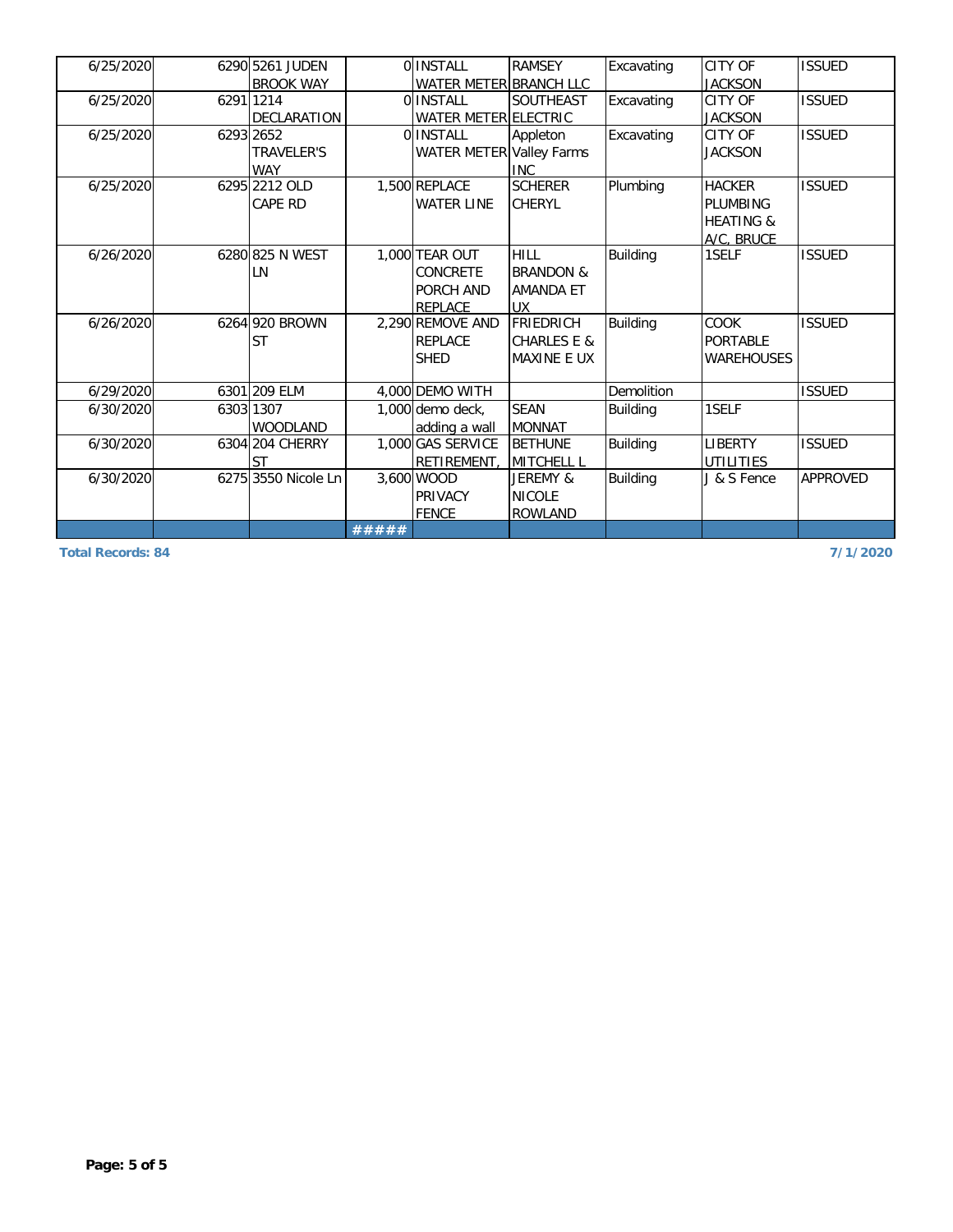| | | | | | | | | |
|---|---|---|---|---|---|---|---|---|
| 6/25/2020 | 6290 | 5261 JUDEN BROOK WAY | 0 | INSTALL WATER METER | RAMSEY BRANCH LLC | Excavating | CITY OF JACKSON | ISSUED |
| 6/25/2020 | 6291 | 1214 DECLARATION | 0 | INSTALL WATER METER | SOUTHEAST ELECTRIC | Excavating | CITY OF JACKSON | ISSUED |
| 6/25/2020 | 6293 | 2652 TRAVELER'S WAY | 0 | INSTALL WATER METER | Appleton Valley Farms INC | Excavating | CITY OF JACKSON | ISSUED |
| 6/25/2020 | 6295 | 2212 OLD CAPE RD | 1,500 | REPLACE WATER LINE | SCHERER CHERYL | Plumbing | HACKER PLUMBING HEATING & A/C, BRUCE | ISSUED |
| 6/26/2020 | 6280 | 825 N WEST LN | 1,000 | TEAR OUT CONCRETE PORCH AND REPLACE | HILL BRANDON & AMANDA ET UX | Building | 1SELF | ISSUED |
| 6/26/2020 | 6264 | 920 BROWN ST | 2,290 | REMOVE AND REPLACE SHED | FRIEDRICH CHARLES E & MAXINE E UX | Building | COOK PORTABLE WAREHOUSES | ISSUED |
| 6/29/2020 | 6301 | 209 ELM | 4,000 | DEMO WITH | | Demolition | | ISSUED |
| 6/30/2020 | 6303 | 1307 WOODLAND | 1,000 | demo deck, adding a wall | SEAN MONNAT | Building | 1SELF | |
| 6/30/2020 | 6304 | 204 CHERRY ST | 1,000 | GAS SERVICE RETIREMENT, | BETHUNE MITCHELL L | Building | LIBERTY UTILITIES | ISSUED |
| 6/30/2020 | 6275 | 3550 Nicole Ln | 3,600 | WOOD PRIVACY FENCE | JEREMY & NICOLE ROWLAND | Building | J & S Fence | APPROVED |
| | | | ##### | | | | | |

**Total Records: 84**

**7/1/2020**